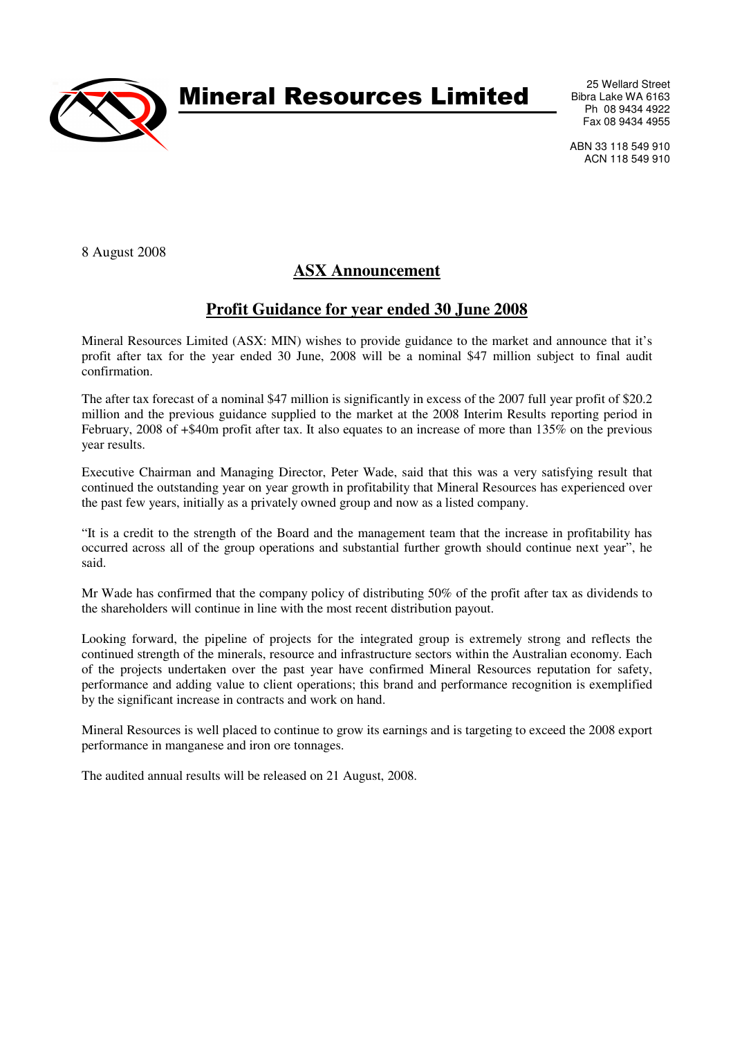# Mineral Resources Limited

25 Wellard Street
Bibra Lake WA 6163
Ph 08 9434 4922
Fax 08 9434 4955

ABN 33 118 549 910
ACN 118 549 910

8 August 2008

## ASX Announcement

## Profit Guidance for year ended 30 June 2008

Mineral Resources Limited (ASX: MIN) wishes to provide guidance to the market and announce that it's profit after tax for the year ended 30 June, 2008 will be a nominal $47 million subject to final audit confirmation.

The after tax forecast of a nominal $47 million is significantly in excess of the 2007 full year profit of $20.2 million and the previous guidance supplied to the market at the 2008 Interim Results reporting period in February, 2008 of +$40m profit after tax. It also equates to an increase of more than 135% on the previous year results.

Executive Chairman and Managing Director, Peter Wade, said that this was a very satisfying result that continued the outstanding year on year growth in profitability that Mineral Resources has experienced over the past few years, initially as a privately owned group and now as a listed company.

"It is a credit to the strength of the Board and the management team that the increase in profitability has occurred across all of the group operations and substantial further growth should continue next year", he said.

Mr Wade has confirmed that the company policy of distributing 50% of the profit after tax as dividends to the shareholders will continue in line with the most recent distribution payout.

Looking forward, the pipeline of projects for the integrated group is extremely strong and reflects the continued strength of the minerals, resource and infrastructure sectors within the Australian economy. Each of the projects undertaken over the past year have confirmed Mineral Resources reputation for safety, performance and adding value to client operations; this brand and performance recognition is exemplified by the significant increase in contracts and work on hand.

Mineral Resources is well placed to continue to grow its earnings and is targeting to exceed the 2008 export performance in manganese and iron ore tonnages.

The audited annual results will be released on 21 August, 2008.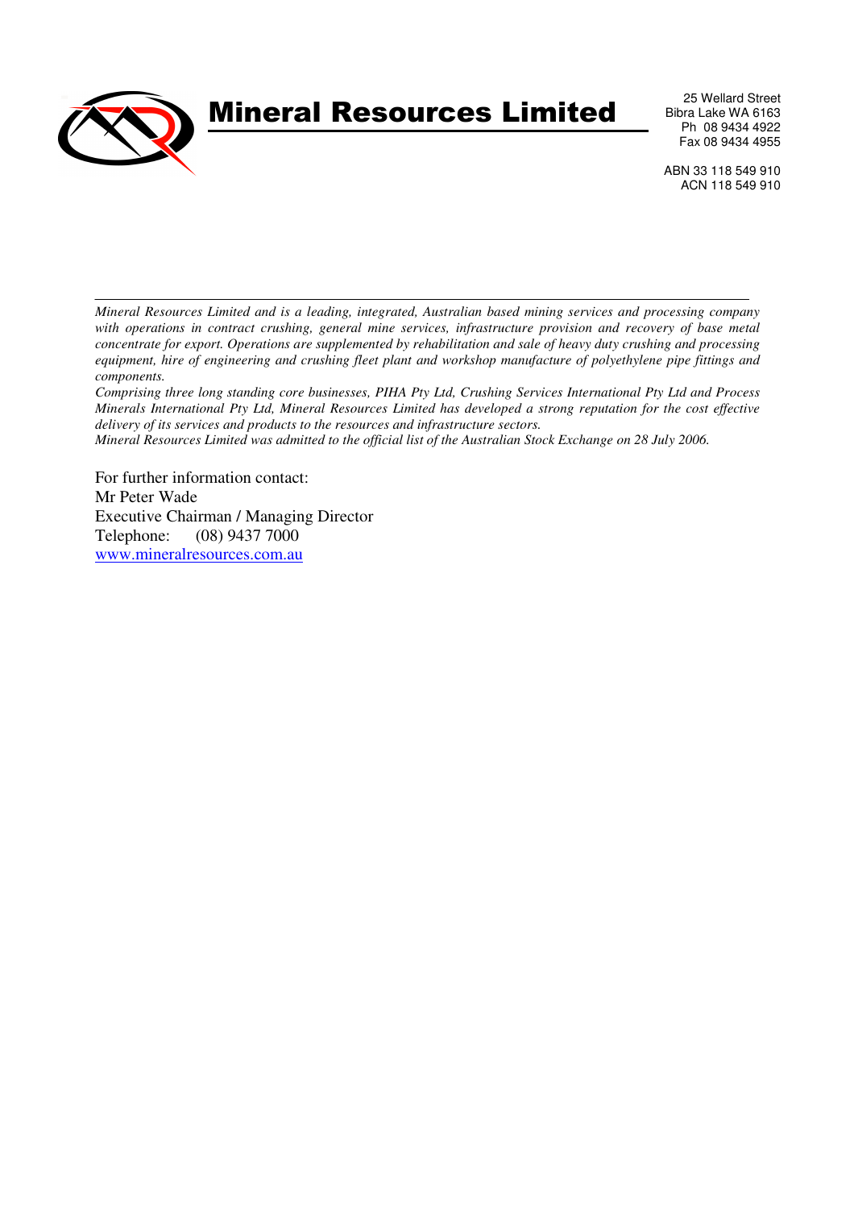# Mineral Resources Limited

25 Wellard Street
Bibra Lake WA 6163
Ph 08 9434 4922
Fax 08 9434 4955

ABN 33 118 549 910
ACN 118 549 910

---

*Mineral Resources Limited and is a leading, integrated, Australian based mining services and processing company with operations in contract crushing, general mine services, infrastructure provision and recovery of base metal concentrate for export. Operations are supplemented by rehabilitation and sale of heavy duty crushing and processing equipment, hire of engineering and crushing fleet plant and workshop manufacture of polyethylene pipe fittings and components.*

*Comprising three long standing core businesses, PIHA Pty Ltd, Crushing Services International Pty Ltd and Process Minerals International Pty Ltd, Mineral Resources Limited has developed a strong reputation for the cost effective delivery of its services and products to the resources and infrastructure sectors.*

*Mineral Resources Limited was admitted to the official list of the Australian Stock Exchange on 28 July 2006.*

For further information contact:
Mr Peter Wade
Executive Chairman / Managing Director
Telephone: (08) 9437 7000
[www.mineralresources.com.au](http://www.mineralresources.com.au)